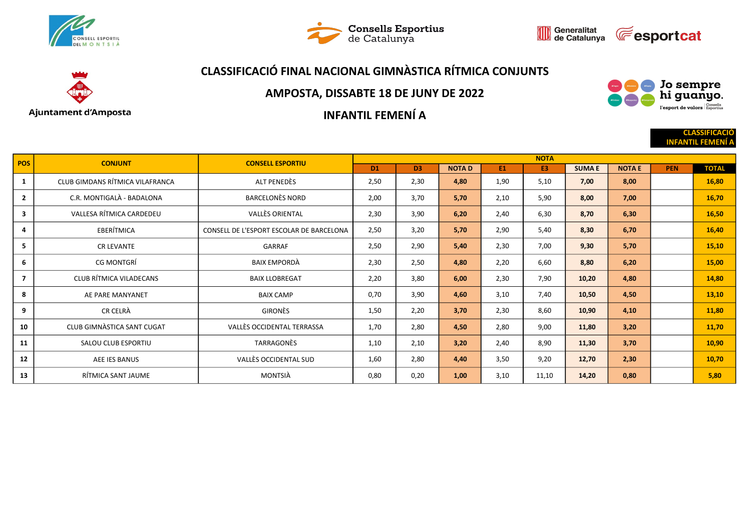# CLASSIFICACIÓ FINAL NACIONAL GIMNÀSTICA RÍTMICA CONJUNTS

## AMPOSTA, DISSABTE 18 DE JUNY DE 2022

## INFANTIL FEMENÍ A

**CLASSIFICACIÓ INFANTIL FEMENÍ A**

| POS | CONJUNT | CONSELL ESPORTIU | NOTA | | | | | | | | |
|---|---|---|---|---|---|---|---|---|---|---|---|
| | | | D1 | D3 | NOTA D | E1 | E3 | SUMA E | NOTA E | PEN | TOTAL |
| 1 | CLUB GIMDANS RÍTMICA VILAFRANCA | ALT PENEDÈS | 2,50 | 2,30 | 4,80 | 1,90 | 5,10 | 7,00 | 8,00 | | 16,80 |
| 2 | C.R. MONTIGALÀ - BADALONA | BARCELONÈS NORD | 2,00 | 3,70 | 5,70 | 2,10 | 5,90 | 8,00 | 7,00 | | 16,70 |
| 3 | VALLESA RÍTMICA CARDEDEU | VALLÈS ORIENTAL | 2,30 | 3,90 | 6,20 | 2,40 | 6,30 | 8,70 | 6,30 | | 16,50 |
| 4 | EBERÍTMICA | CONSELL DE L'ESPORT ESCOLAR DE BARCELONA | 2,50 | 3,20 | 5,70 | 2,90 | 5,40 | 8,30 | 6,70 | | 16,40 |
| 5 | CR LEVANTE | GARRAF | 2,50 | 2,90 | 5,40 | 2,30 | 7,00 | 9,30 | 5,70 | | 15,10 |
| 6 | CG MONTGRÍ | BAIX EMPORDÀ | 2,30 | 2,50 | 4,80 | 2,20 | 6,60 | 8,80 | 6,20 | | 15,00 |
| 7 | CLUB RÍTMICA VILADECANS | BAIX LLOBREGAT | 2,20 | 3,80 | 6,00 | 2,30 | 7,90 | 10,20 | 4,80 | | 14,80 |
| 8 | AE PARE MANYANET | BAIX CAMP | 0,70 | 3,90 | 4,60 | 3,10 | 7,40 | 10,50 | 4,50 | | 13,10 |
| 9 | CR CELRÀ | GIRONÈS | 1,50 | 2,20 | 3,70 | 2,30 | 8,60 | 10,90 | 4,10 | | 11,80 |
| 10 | CLUB GIMNÀSTICA SANT CUGAT | VALLÈS OCCIDENTAL TERRASSA | 1,70 | 2,80 | 4,50 | 2,80 | 9,00 | 11,80 | 3,20 | | 11,70 |
| 11 | SALOU CLUB ESPORTIU | TARRAGONÈS | 1,10 | 2,10 | 3,20 | 2,40 | 8,90 | 11,30 | 3,70 | | 10,90 |
| 12 | AEE IES BANUS | VALLÈS OCCIDENTAL SUD | 1,60 | 2,80 | 4,40 | 3,50 | 9,20 | 12,70 | 2,30 | | 10,70 |
| 13 | RÍTMICA SANT JAUME | MONTSIÀ | 0,80 | 0,20 | 1,00 | 3,10 | 11,10 | 14,20 | 0,80 | | 5,80 |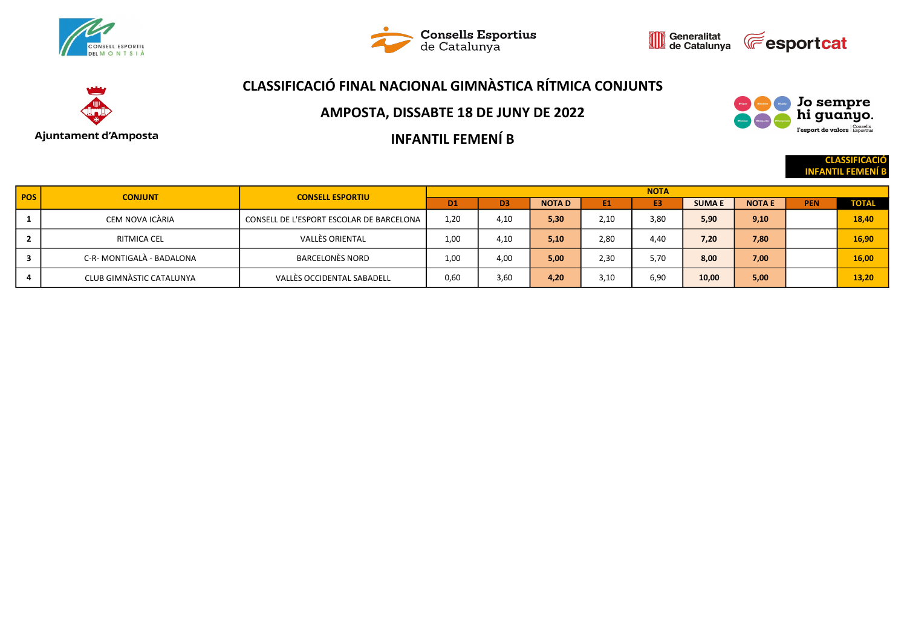# CLASSIFICACIÓ FINAL NACIONAL GIMNÀSTICA RÍTMICA CONJUNTS

## AMPOSTA, DISSABTE 18 DE JUNY DE 2022

## INFANTIL FEMENÍ B

**CLASSIFICACIÓ INFANTIL FEMENÍ B**

| POS | CONJUNT | CONSELL ESPORTIU | NOTA | | | | | | | | |
|---|---|---|---|---|---|---|---|---|---|---|---|
| | | | D1 | D3 | NOTA D | E1 | E3 | SUMA E | NOTA E | PEN | TOTAL |
| 1 | CEM NOVA ICÀRIA | CONSELL DE L'ESPORT ESCOLAR DE BARCELONA | 1,20 | 4,10 | **5,30** | 2,10 | 3,80 | **5,90** | **9,10** | | **18,40** |
| 2 | RITMICA CEL | VALLÈS ORIENTAL | 1,00 | 4,10 | **5,10** | 2,80 | 4,40 | **7,20** | **7,80** | | **16,90** |
| 3 | C-R- MONTIGALÀ - BADALONA | BARCELONÈS NORD | 1,00 | 4,00 | **5,00** | 2,30 | 5,70 | **8,00** | **7,00** | | **16,00** |
| 4 | CLUB GIMNÀSTIC CATALUNYA | VALLÈS OCCIDENTAL SABADELL | 0,60 | 3,60 | **4,20** | 3,10 | 6,90 | **10,00** | **5,00** | | **13,20** |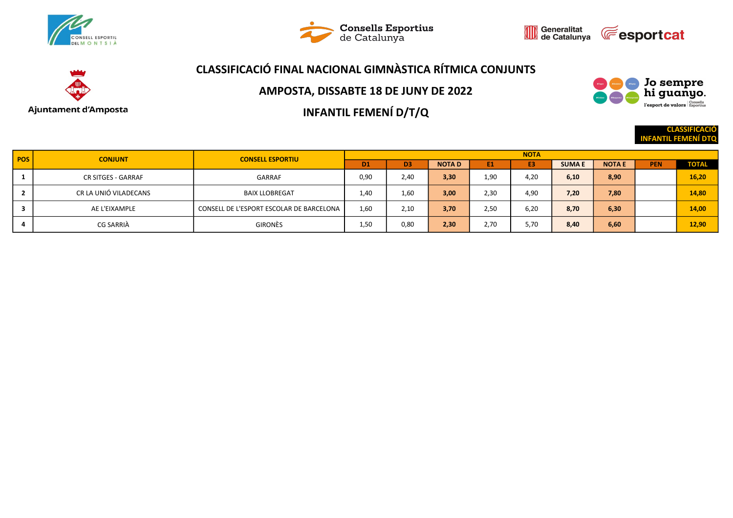# CLASSIFICACIÓ FINAL NACIONAL GIMNÀSTICA RÍTMICA CONJUNTS

## AMPOSTA, DISSABTE 18 DE JUNY DE 2022

## INFANTIL FEMENÍ D/T/Q

**CLASSIFICACIÓ INFANTIL FEMENÍ DTQ**

| POS | CONJUNT | CONSELL ESPORTIU | NOTA | | | | | | | | |
|---|---|---|---|---|---|---|---|---|---|---|---|
| | | | D1 | D3 | NOTA D | E1 | E3 | SUMA E | NOTA E | PEN | TOTAL |
| 1 | CR SITGES - GARRAF | GARRAF | 0,90 | 2,40 | 3,30 | 1,90 | 4,20 | 6,10 | 8,90 | | 16,20 |
| 2 | CR LA UNIÓ VILADECANS | BAIX LLOBREGAT | 1,40 | 1,60 | 3,00 | 2,30 | 4,90 | 7,20 | 7,80 | | 14,80 |
| 3 | AE L'EIXAMPLE | CONSELL DE L'ESPORT ESCOLAR DE BARCELONA | 1,60 | 2,10 | 3,70 | 2,50 | 6,20 | 8,70 | 6,30 | | 14,00 |
| 4 | CG SARRIÀ | GIRONÈS | 1,50 | 0,80 | 2,30 | 2,70 | 5,70 | 8,40 | 6,60 | | 12,90 |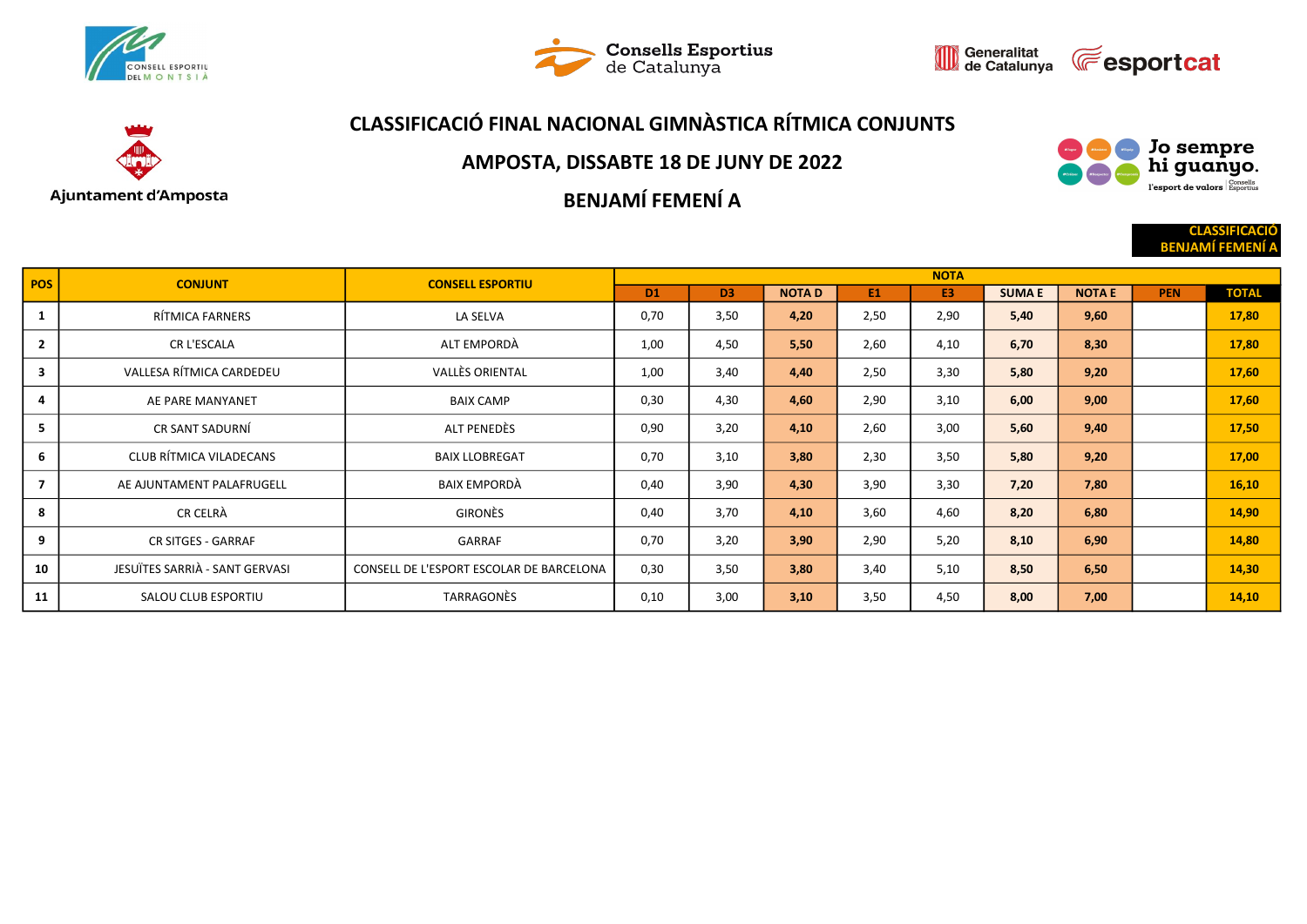# CLASSIFICACIÓ FINAL NACIONAL GIMNÀSTICA RÍTMICA CONJUNTS

## AMPOSTA, DISSABTE 18 DE JUNY DE 2022

## BENJAMÍ FEMENÍ A

**CLASSIFICACIÓ BENJAMÍ FEMENÍ A**

| POS | CONJUNT | CONSELL ESPORTIU | NOTA | | | | | | | | |
|---|---|---|---|---|---|---|---|---|---|---|---|
| | | | D1 | D3 | NOTA D | E1 | E3 | SUMA E | NOTA E | PEN | TOTAL |
| 1 | RÍTMICA FARNERS | LA SELVA | 0,70 | 3,50 | **4,20** | 2,50 | 2,90 | **5,40** | **9,60** | | **17,80** |
| 2 | CR L'ESCALA | ALT EMPORDÀ | 1,00 | 4,50 | **5,50** | 2,60 | 4,10 | **6,70** | **8,30** | | **17,80** |
| 3 | VALLESA RÍTMICA CARDEDEU | VALLÈS ORIENTAL | 1,00 | 3,40 | **4,40** | 2,50 | 3,30 | **5,80** | **9,20** | | **17,60** |
| 4 | AE PARE MANYANET | BAIX CAMP | 0,30 | 4,30 | **4,60** | 2,90 | 3,10 | **6,00** | **9,00** | | **17,60** |
| 5 | CR SANT SADURNÍ | ALT PENEDÈS | 0,90 | 3,20 | **4,10** | 2,60 | 3,00 | **5,60** | **9,40** | | **17,50** |
| 6 | CLUB RÍTMICA VILADECANS | BAIX LLOBREGAT | 0,70 | 3,10 | **3,80** | 2,30 | 3,50 | **5,80** | **9,20** | | **17,00** |
| 7 | AE AJUNTAMENT PALAFRUGELL | BAIX EMPORDÀ | 0,40 | 3,90 | **4,30** | 3,90 | 3,30 | **7,20** | **7,80** | | **16,10** |
| 8 | CR CELRÀ | GIRONÈS | 0,40 | 3,70 | **4,10** | 3,60 | 4,60 | **8,20** | **6,80** | | **14,90** |
| 9 | CR SITGES - GARRAF | GARRAF | 0,70 | 3,20 | **3,90** | 2,90 | 5,20 | **8,10** | **6,90** | | **14,80** |
| 10 | JESUÏTES SARRIÀ - SANT GERVASI | CONSELL DE L'ESPORT ESCOLAR DE BARCELONA | 0,30 | 3,50 | **3,80** | 3,40 | 5,10 | **8,50** | **6,50** | | **14,30** |
| 11 | SALOU CLUB ESPORTIU | TARRAGONÈS | 0,10 | 3,00 | **3,10** | 3,50 | 4,50 | **8,00** | **7,00** | | **14,10** |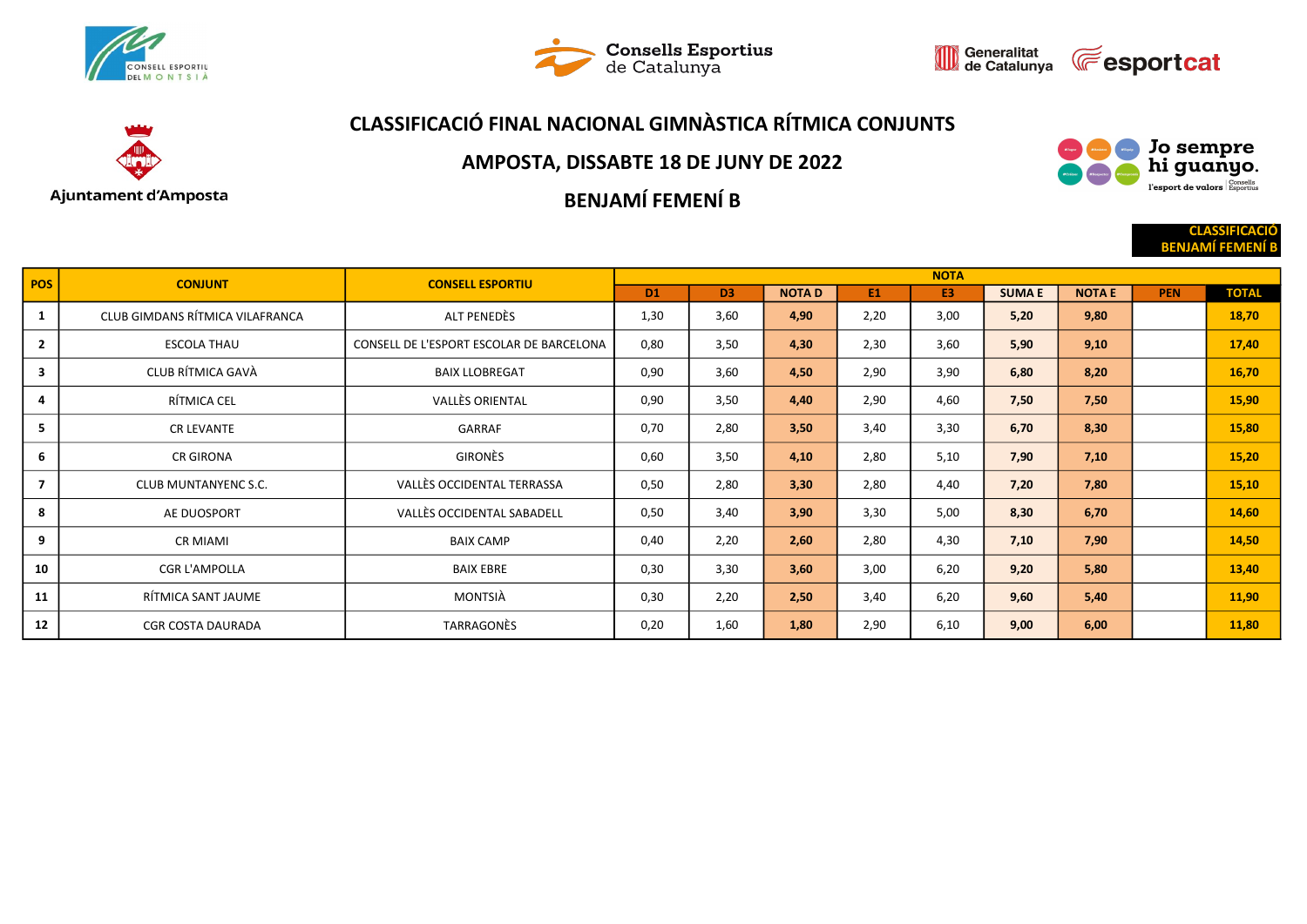# CLASSIFICACIÓ FINAL NACIONAL GIMNÀSTICA RÍTMICA CONJUNTS

## AMPOSTA, DISSABTE 18 DE JUNY DE 2022

## BENJAMÍ FEMENÍ B

**CLASSIFICACIÓ BENJAMÍ FEMENÍ B**

| POS | CONJUNT | CONSELL ESPORTIU | NOTA | | | | | | | | |
|---|---|---|---|---|---|---|---|---|---|---|---|
| | | | D1 | D3 | NOTA D | E1 | E3 | SUMA E | NOTA E | PEN | TOTAL |
| 1 | CLUB GIMDANS RÍTMICA VILAFRANCA | ALT PENEDÈS | 1,30 | 3,60 | **4,90** | 2,20 | 3,00 | **5,20** | **9,80** | | **18,70** |
| 2 | ESCOLA THAU | CONSELL DE L'ESPORT ESCOLAR DE BARCELONA | 0,80 | 3,50 | **4,30** | 2,30 | 3,60 | **5,90** | **9,10** | | **17,40** |
| 3 | CLUB RÍTMICA GAVÀ | BAIX LLOBREGAT | 0,90 | 3,60 | **4,50** | 2,90 | 3,90 | **6,80** | **8,20** | | **16,70** |
| 4 | RÍTMICA CEL | VALLÈS ORIENTAL | 0,90 | 3,50 | **4,40** | 2,90 | 4,60 | **7,50** | **7,50** | | **15,90** |
| 5 | CR LEVANTE | GARRAF | 0,70 | 2,80 | **3,50** | 3,40 | 3,30 | **6,70** | **8,30** | | **15,80** |
| 6 | CR GIRONA | GIRONÈS | 0,60 | 3,50 | **4,10** | 2,80 | 5,10 | **7,90** | **7,10** | | **15,20** |
| 7 | CLUB MUNTANYENC S.C. | VALLÈS OCCIDENTAL TERRASSA | 0,50 | 2,80 | **3,30** | 2,80 | 4,40 | **7,20** | **7,80** | | **15,10** |
| 8 | AE DUOSPORT | VALLÈS OCCIDENTAL SABADELL | 0,50 | 3,40 | **3,90** | 3,30 | 5,00 | **8,30** | **6,70** | | **14,60** |
| 9 | CR MIAMI | BAIX CAMP | 0,40 | 2,20 | **2,60** | 2,80 | 4,30 | **7,10** | **7,90** | | **14,50** |
| 10 | CGR L'AMPOLLA | BAIX EBRE | 0,30 | 3,30 | **3,60** | 3,00 | 6,20 | **9,20** | **5,80** | | **13,40** |
| 11 | RÍTMICA SANT JAUME | MONTSIÀ | 0,30 | 2,20 | **2,50** | 3,40 | 6,20 | **9,60** | **5,40** | | **11,90** |
| 12 | CGR COSTA DAURADA | TARRAGONÈS | 0,20 | 1,60 | **1,80** | 2,90 | 6,10 | **9,00** | **6,00** | | **11,80** |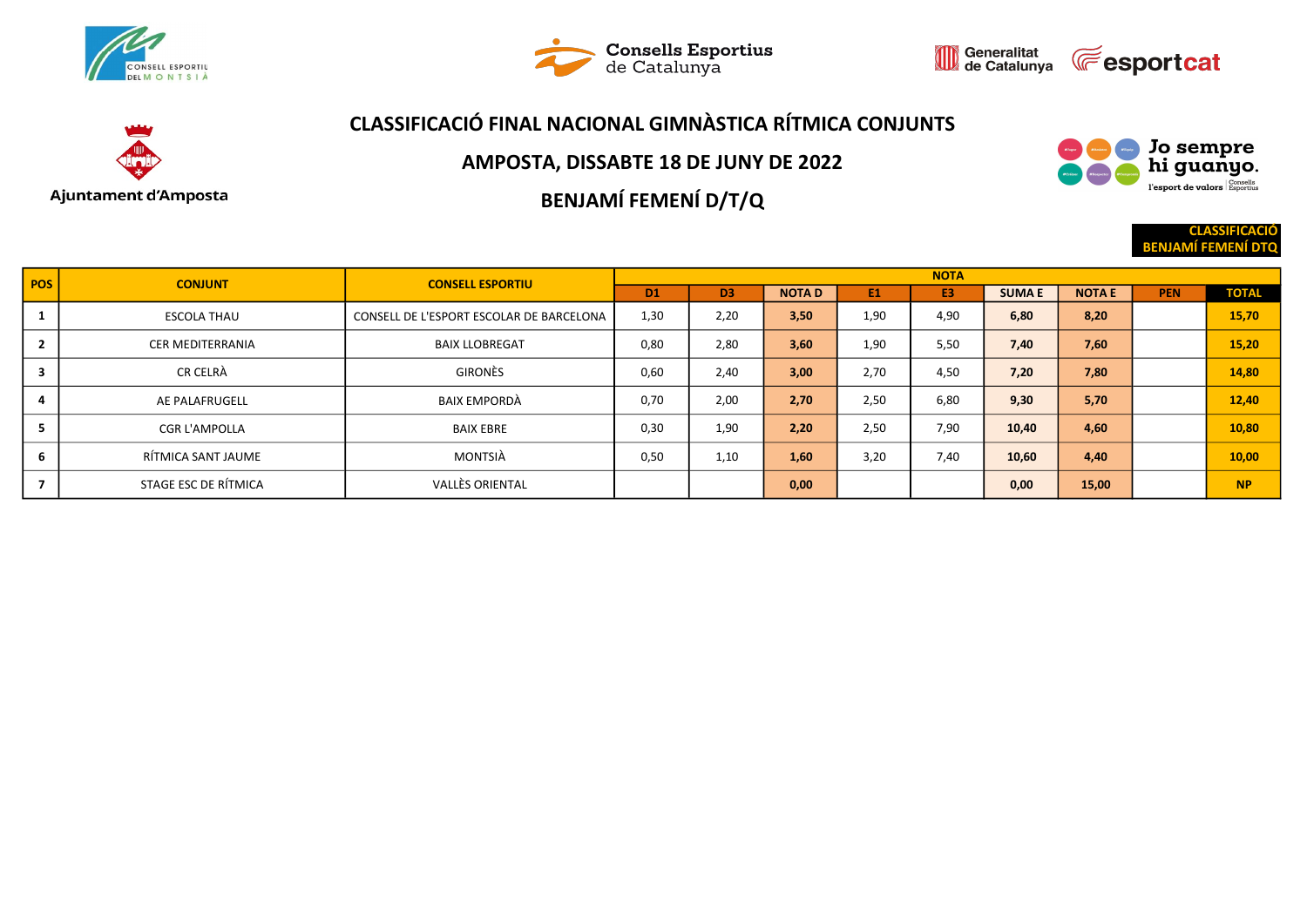# CLASSIFICACIÓ FINAL NACIONAL GIMNÀSTICA RÍTMICA CONJUNTS

## AMPOSTA, DISSABTE 18 DE JUNY DE 2022

## BENJAMÍ FEMENÍ D/T/Q

**CLASSIFICACIÓ BENJAMÍ FEMENÍ DTQ**

| POS | CONJUNT | CONSELL ESPORTIU | NOTA | | | | | | | | |
|---|---|---|---|---|---|---|---|---|---|---|---|
| | | | D1 | D3 | NOTA D | E1 | E3 | SUMA E | NOTA E | PEN | TOTAL |
| 1 | ESCOLA THAU | CONSELL DE L'ESPORT ESCOLAR DE BARCELONA | 1,30 | 2,20 | 3,50 | 1,90 | 4,90 | 6,80 | 8,20 | | 15,70 |
| 2 | CER MEDITERRANIA | BAIX LLOBREGAT | 0,80 | 2,80 | 3,60 | 1,90 | 5,50 | 7,40 | 7,60 | | 15,20 |
| 3 | CR CELRÀ | GIRONÈS | 0,60 | 2,40 | 3,00 | 2,70 | 4,50 | 7,20 | 7,80 | | 14,80 |
| 4 | AE PALAFRUGELL | BAIX EMPORDÀ | 0,70 | 2,00 | 2,70 | 2,50 | 6,80 | 9,30 | 5,70 | | 12,40 |
| 5 | CGR L'AMPOLLA | BAIX EBRE | 0,30 | 1,90 | 2,20 | 2,50 | 7,90 | 10,40 | 4,60 | | 10,80 |
| 6 | RÍTMICA SANT JAUME | MONTSIÀ | 0,50 | 1,10 | 1,60 | 3,20 | 7,40 | 10,60 | 4,40 | | 10,00 |
| 7 | STAGE ESC DE RÍTMICA | VALLÈS ORIENTAL | | | 0,00 | | | 0,00 | 15,00 | | NP |